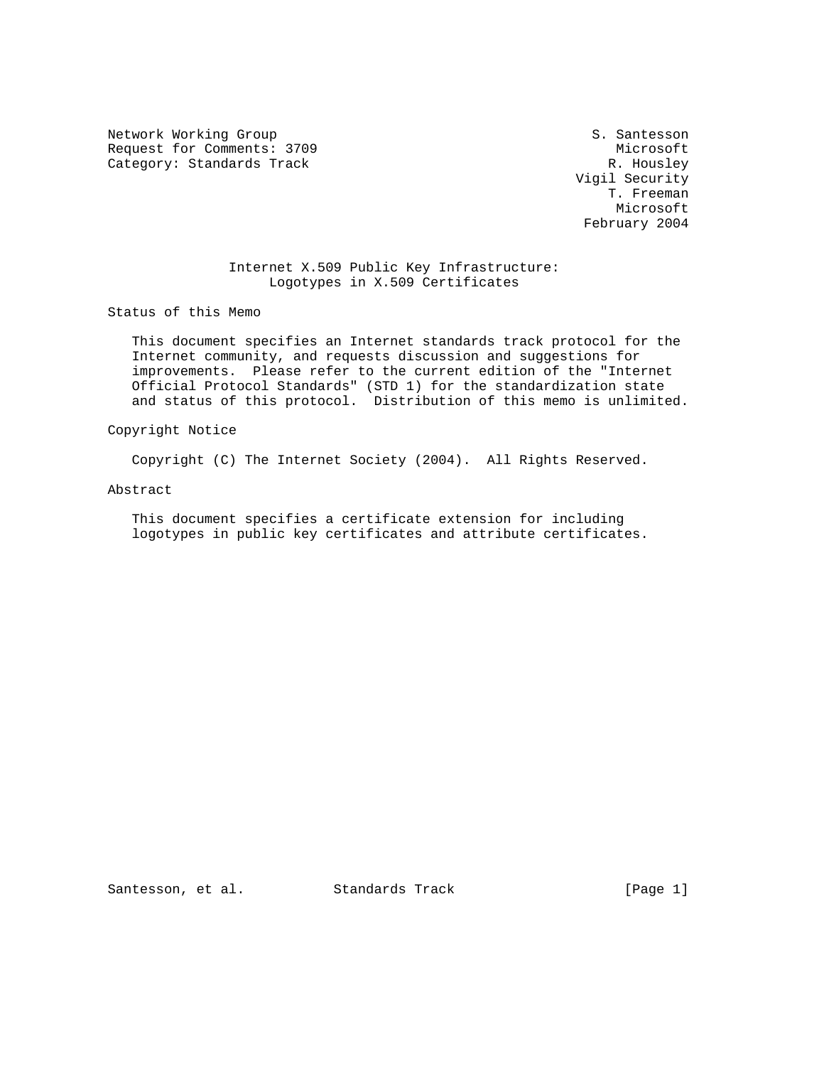Network Working Group
Request for Comments: 3709
Category: Standards Track

S. Santesson
Microsoft
R. Housley
Vigil Security
T. Freeman
Microsoft
February 2004

# Internet X.509 Public Key Infrastructure: Logotypes in X.509 Certificates

## Status of this Memo

This document specifies an Internet standards track protocol for the Internet community, and requests discussion and suggestions for improvements. Please refer to the current edition of the "Internet Official Protocol Standards" (STD 1) for the standardization state and status of this protocol. Distribution of this memo is unlimited.

## Copyright Notice

Copyright (C) The Internet Society (2004). All Rights Reserved.

## Abstract

This document specifies a certificate extension for including logotypes in public key certificates and attribute certificates.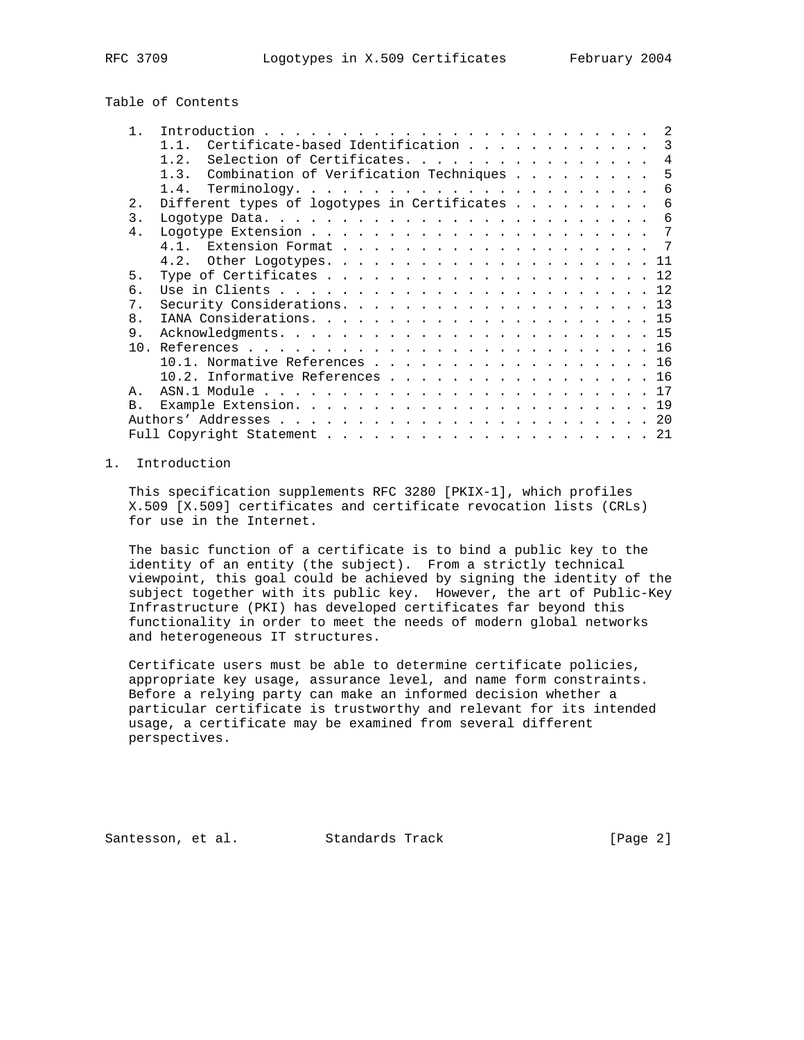## Table of Contents

```
   1.  Introduction . . . . . . . . . . . . . . . . . . . . . . . . .  2
       1.1.  Certificate-based Identification . . . . . . . . . . . .  3
       1.2.  Selection of Certificates. . . . . . . . . . . . . . . .  4
       1.3.  Combination of Verification Techniques . . . . . . . . .  5
       1.4.  Terminology. . . . . . . . . . . . . . . . . . . . . . .  6
   2.  Different types of logotypes in Certificates . . . . . . . . .  6
   3.  Logotype Data. . . . . . . . . . . . . . . . . . . . . . . . .  6
   4.  Logotype Extension . . . . . . . . . . . . . . . . . . . . . .  7
       4.1.  Extension Format . . . . . . . . . . . . . . . . . . . .  7
       4.2.  Other Logotypes. . . . . . . . . . . . . . . . . . . . . 11
   5.  Type of Certificates . . . . . . . . . . . . . . . . . . . . . 12
   6.  Use in Clients . . . . . . . . . . . . . . . . . . . . . . . . 12
   7.  Security Considerations. . . . . . . . . . . . . . . . . . . . 13
   8.  IANA Considerations. . . . . . . . . . . . . . . . . . . . . . 15
   9.  Acknowledgments. . . . . . . . . . . . . . . . . . . . . . . . 15
   10. References . . . . . . . . . . . . . . . . . . . . . . . . . . 16
       10.1. Normative References . . . . . . . . . . . . . . . . . . 16
       10.2. Informative References . . . . . . . . . . . . . . . . . 16
   A.  ASN.1 Module . . . . . . . . . . . . . . . . . . . . . . . . . 17
   B.  Example Extension. . . . . . . . . . . . . . . . . . . . . . . 19
   Authors' Addresses . . . . . . . . . . . . . . . . . . . . . . . . 20
   Full Copyright Statement . . . . . . . . . . . . . . . . . . . . . 21
```

## 1. Introduction

This specification supplements RFC 3280 [PKIX-1], which profiles X.509 [X.509] certificates and certificate revocation lists (CRLs) for use in the Internet.

The basic function of a certificate is to bind a public key to the identity of an entity (the subject). From a strictly technical viewpoint, this goal could be achieved by signing the identity of the subject together with its public key. However, the art of Public-Key Infrastructure (PKI) has developed certificates far beyond this functionality in order to meet the needs of modern global networks and heterogeneous IT structures.

Certificate users must be able to determine certificate policies, appropriate key usage, assurance level, and name form constraints. Before a relying party can make an informed decision whether a particular certificate is trustworthy and relevant for its intended usage, a certificate may be examined from several different perspectives.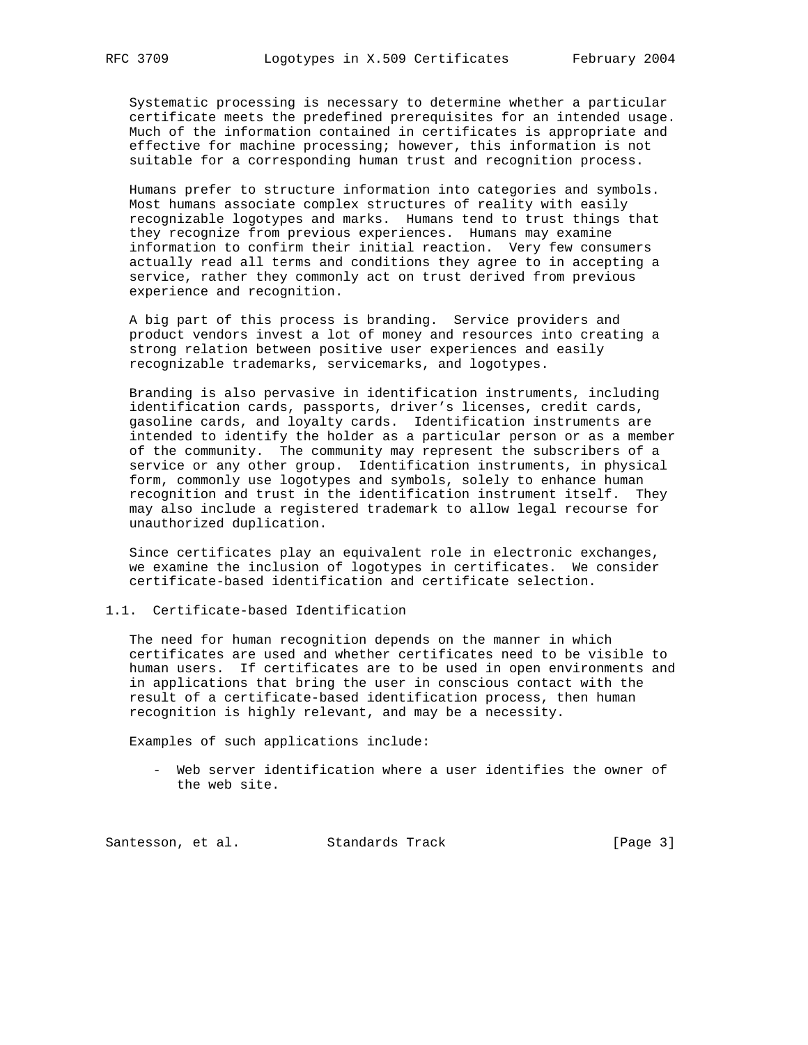Systematic processing is necessary to determine whether a particular certificate meets the predefined prerequisites for an intended usage. Much of the information contained in certificates is appropriate and effective for machine processing; however, this information is not suitable for a corresponding human trust and recognition process.

Humans prefer to structure information into categories and symbols. Most humans associate complex structures of reality with easily recognizable logotypes and marks. Humans tend to trust things that they recognize from previous experiences. Humans may examine information to confirm their initial reaction. Very few consumers actually read all terms and conditions they agree to in accepting a service, rather they commonly act on trust derived from previous experience and recognition.

A big part of this process is branding. Service providers and product vendors invest a lot of money and resources into creating a strong relation between positive user experiences and easily recognizable trademarks, servicemarks, and logotypes.

Branding is also pervasive in identification instruments, including identification cards, passports, driver's licenses, credit cards, gasoline cards, and loyalty cards. Identification instruments are intended to identify the holder as a particular person or as a member of the community. The community may represent the subscribers of a service or any other group. Identification instruments, in physical form, commonly use logotypes and symbols, solely to enhance human recognition and trust in the identification instrument itself. They may also include a registered trademark to allow legal recourse for unauthorized duplication.

Since certificates play an equivalent role in electronic exchanges, we examine the inclusion of logotypes in certificates. We consider certificate-based identification and certificate selection.

## 1.1. Certificate-based Identification

The need for human recognition depends on the manner in which certificates are used and whether certificates need to be visible to human users. If certificates are to be used in open environments and in applications that bring the user in conscious contact with the result of a certificate-based identification process, then human recognition is highly relevant, and may be a necessity.

Examples of such applications include:

- Web server identification where a user identifies the owner of the web site.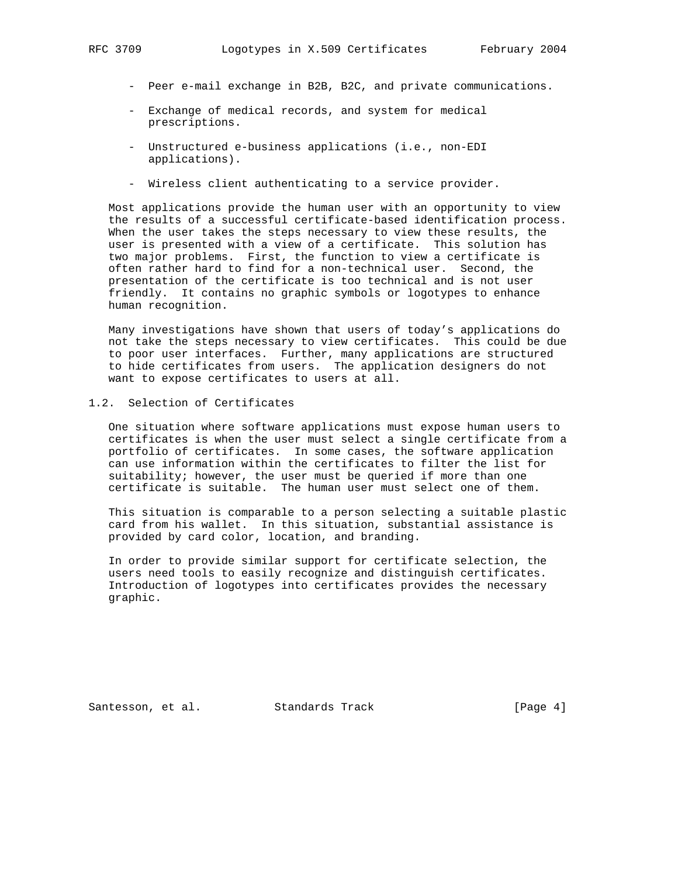- Peer e-mail exchange in B2B, B2C, and private communications.
- Exchange of medical records, and system for medical prescriptions.
- Unstructured e-business applications (i.e., non-EDI applications).
- Wireless client authenticating to a service provider.

Most applications provide the human user with an opportunity to view the results of a successful certificate-based identification process. When the user takes the steps necessary to view these results, the user is presented with a view of a certificate. This solution has two major problems. First, the function to view a certificate is often rather hard to find for a non-technical user. Second, the presentation of the certificate is too technical and is not user friendly. It contains no graphic symbols or logotypes to enhance human recognition.

Many investigations have shown that users of today's applications do not take the steps necessary to view certificates. This could be due to poor user interfaces. Further, many applications are structured to hide certificates from users. The application designers do not want to expose certificates to users at all.

### 1.2. Selection of Certificates

One situation where software applications must expose human users to certificates is when the user must select a single certificate from a portfolio of certificates. In some cases, the software application can use information within the certificates to filter the list for suitability; however, the user must be queried if more than one certificate is suitable. The human user must select one of them.

This situation is comparable to a person selecting a suitable plastic card from his wallet. In this situation, substantial assistance is provided by card color, location, and branding.

In order to provide similar support for certificate selection, the users need tools to easily recognize and distinguish certificates. Introduction of logotypes into certificates provides the necessary graphic.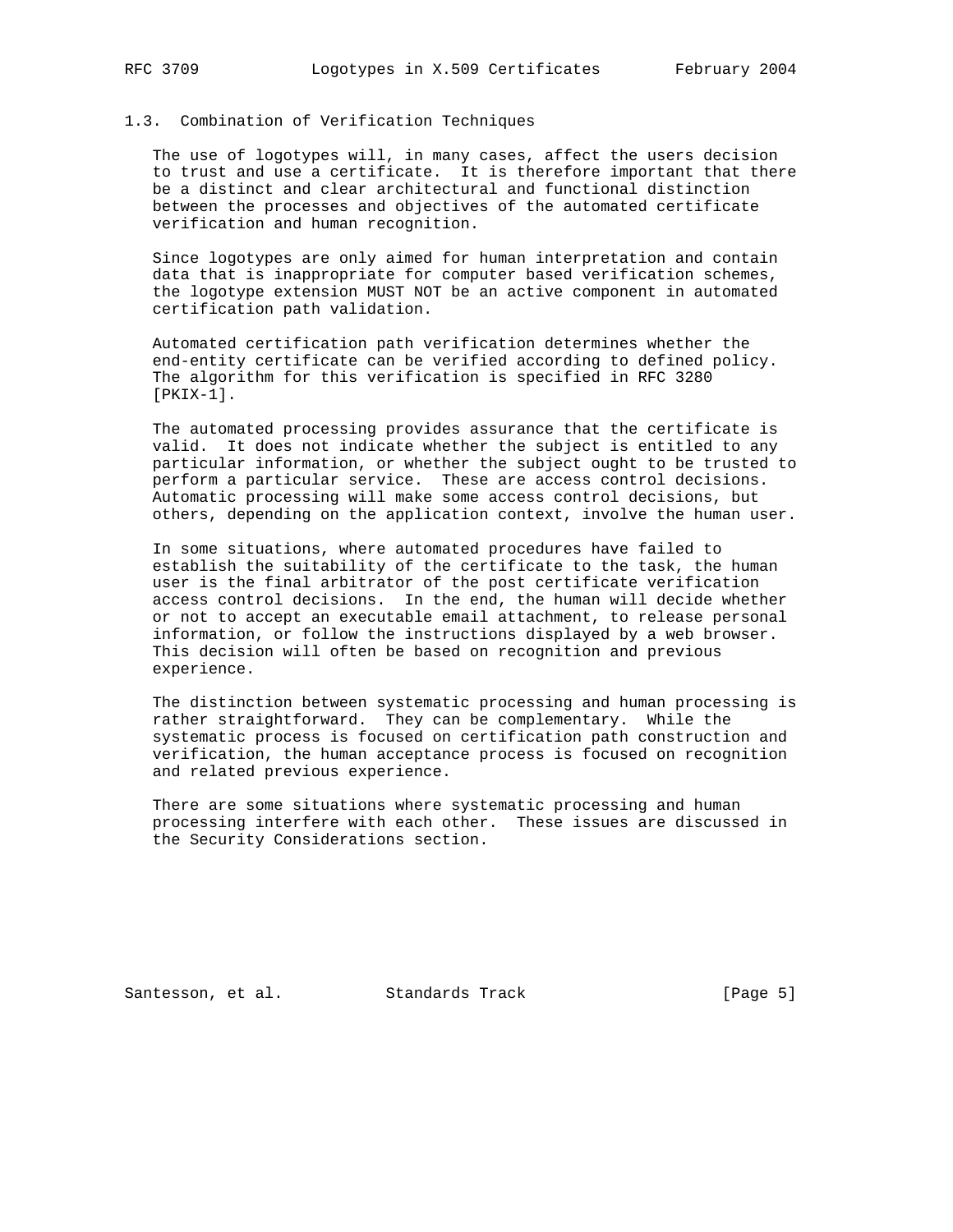## 1.3. Combination of Verification Techniques

The use of logotypes will, in many cases, affect the users decision to trust and use a certificate. It is therefore important that there be a distinct and clear architectural and functional distinction between the processes and objectives of the automated certificate verification and human recognition.

Since logotypes are only aimed for human interpretation and contain data that is inappropriate for computer based verification schemes, the logotype extension MUST NOT be an active component in automated certification path validation.

Automated certification path verification determines whether the end-entity certificate can be verified according to defined policy. The algorithm for this verification is specified in RFC 3280 [PKIX-1].

The automated processing provides assurance that the certificate is valid. It does not indicate whether the subject is entitled to any particular information, or whether the subject ought to be trusted to perform a particular service. These are access control decisions. Automatic processing will make some access control decisions, but others, depending on the application context, involve the human user.

In some situations, where automated procedures have failed to establish the suitability of the certificate to the task, the human user is the final arbitrator of the post certificate verification access control decisions. In the end, the human will decide whether or not to accept an executable email attachment, to release personal information, or follow the instructions displayed by a web browser. This decision will often be based on recognition and previous experience.

The distinction between systematic processing and human processing is rather straightforward. They can be complementary. While the systematic process is focused on certification path construction and verification, the human acceptance process is focused on recognition and related previous experience.

There are some situations where systematic processing and human processing interfere with each other. These issues are discussed in the Security Considerations section.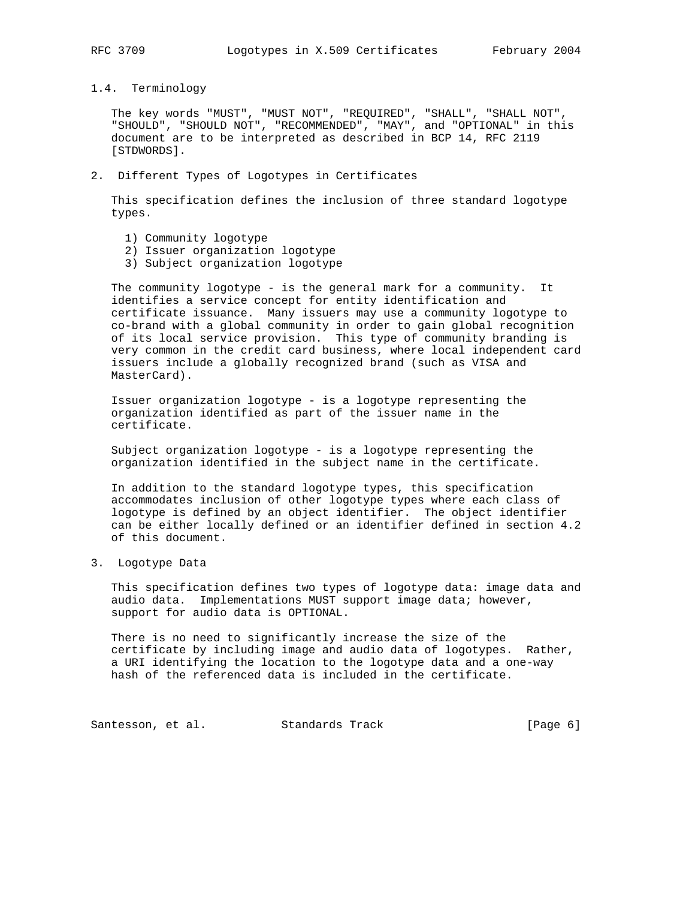### 1.4. Terminology

The key words "MUST", "MUST NOT", "REQUIRED", "SHALL", "SHALL NOT", "SHOULD", "SHOULD NOT", "RECOMMENDED", "MAY", and "OPTIONAL" in this document are to be interpreted as described in BCP 14, RFC 2119 [STDWORDS].

## 2. Different Types of Logotypes in Certificates

This specification defines the inclusion of three standard logotype types.

1) Community logotype
2) Issuer organization logotype
3) Subject organization logotype

The community logotype - is the general mark for a community. It identifies a service concept for entity identification and certificate issuance. Many issuers may use a community logotype to co-brand with a global community in order to gain global recognition of its local service provision. This type of community branding is very common in the credit card business, where local independent card issuers include a globally recognized brand (such as VISA and MasterCard).

Issuer organization logotype - is a logotype representing the organization identified as part of the issuer name in the certificate.

Subject organization logotype - is a logotype representing the organization identified in the subject name in the certificate.

In addition to the standard logotype types, this specification accommodates inclusion of other logotype types where each class of logotype is defined by an object identifier. The object identifier can be either locally defined or an identifier defined in section 4.2 of this document.

## 3. Logotype Data

This specification defines two types of logotype data: image data and audio data. Implementations MUST support image data; however, support for audio data is OPTIONAL.

There is no need to significantly increase the size of the certificate by including image and audio data of logotypes. Rather, a URI identifying the location to the logotype data and a one-way hash of the referenced data is included in the certificate.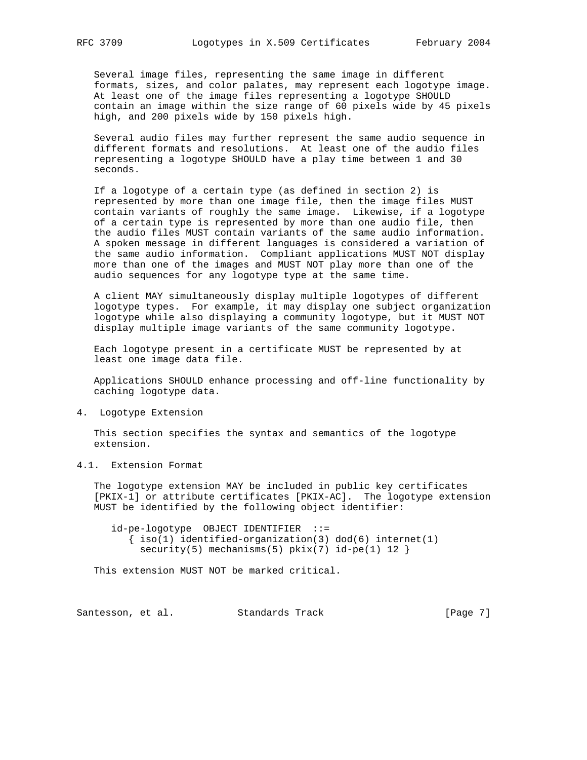Several image files, representing the same image in different formats, sizes, and color palates, may represent each logotype image. At least one of the image files representing a logotype SHOULD contain an image within the size range of 60 pixels wide by 45 pixels high, and 200 pixels wide by 150 pixels high.

Several audio files may further represent the same audio sequence in different formats and resolutions. At least one of the audio files representing a logotype SHOULD have a play time between 1 and 30 seconds.

If a logotype of a certain type (as defined in section 2) is represented by more than one image file, then the image files MUST contain variants of roughly the same image. Likewise, if a logotype of a certain type is represented by more than one audio file, then the audio files MUST contain variants of the same audio information. A spoken message in different languages is considered a variation of the same audio information. Compliant applications MUST NOT display more than one of the images and MUST NOT play more than one of the audio sequences for any logotype type at the same time.

A client MAY simultaneously display multiple logotypes of different logotype types. For example, it may display one subject organization logotype while also displaying a community logotype, but it MUST NOT display multiple image variants of the same community logotype.

Each logotype present in a certificate MUST be represented by at least one image data file.

Applications SHOULD enhance processing and off-line functionality by caching logotype data.

## 4. Logotype Extension

This section specifies the syntax and semantics of the logotype extension.

### 4.1. Extension Format

The logotype extension MAY be included in public key certificates [PKIX-1] or attribute certificates [PKIX-AC]. The logotype extension MUST be identified by the following object identifier:

```
id-pe-logotype  OBJECT IDENTIFIER  ::=
   { iso(1) identified-organization(3) dod(6) internet(1)
     security(5) mechanisms(5) pkix(7) id-pe(1) 12 }
```

This extension MUST NOT be marked critical.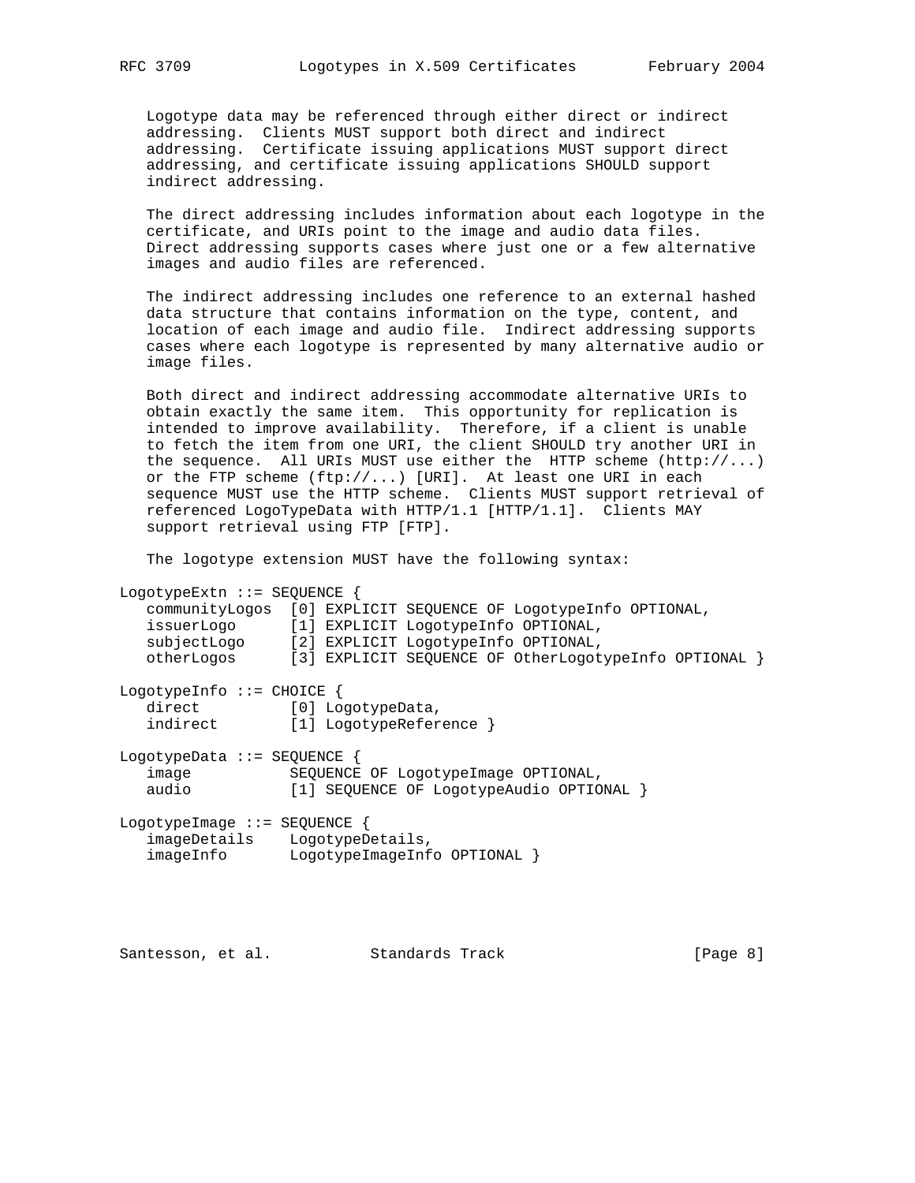Logotype data may be referenced through either direct or indirect addressing. Clients MUST support both direct and indirect addressing. Certificate issuing applications MUST support direct addressing, and certificate issuing applications SHOULD support indirect addressing.

The direct addressing includes information about each logotype in the certificate, and URIs point to the image and audio data files. Direct addressing supports cases where just one or a few alternative images and audio files are referenced.

The indirect addressing includes one reference to an external hashed data structure that contains information on the type, content, and location of each image and audio file. Indirect addressing supports cases where each logotype is represented by many alternative audio or image files.

Both direct and indirect addressing accommodate alternative URIs to obtain exactly the same item. This opportunity for replication is intended to improve availability. Therefore, if a client is unable to fetch the item from one URI, the client SHOULD try another URI in the sequence. All URIs MUST use either the HTTP scheme (http://...) or the FTP scheme (ftp://...) [URI]. At least one URI in each sequence MUST use the HTTP scheme. Clients MUST support retrieval of referenced LogoTypeData with HTTP/1.1 [HTTP/1.1]. Clients MAY support retrieval using FTP [FTP].

The logotype extension MUST have the following syntax:

```
LogotypeExtn ::= SEQUENCE {
   communityLogos  [0] EXPLICIT SEQUENCE OF LogotypeInfo OPTIONAL,
   issuerLogo      [1] EXPLICIT LogotypeInfo OPTIONAL,
   subjectLogo     [2] EXPLICIT LogotypeInfo OPTIONAL,
   otherLogos      [3] EXPLICIT SEQUENCE OF OtherLogotypeInfo OPTIONAL }

LogotypeInfo ::= CHOICE {
   direct          [0] LogotypeData,
   indirect        [1] LogotypeReference }

LogotypeData ::= SEQUENCE {
   image           SEQUENCE OF LogotypeImage OPTIONAL,
   audio           [1] SEQUENCE OF LogotypeAudio OPTIONAL }

LogotypeImage ::= SEQUENCE {
   imageDetails    LogotypeDetails,
   imageInfo       LogotypeImageInfo OPTIONAL }
```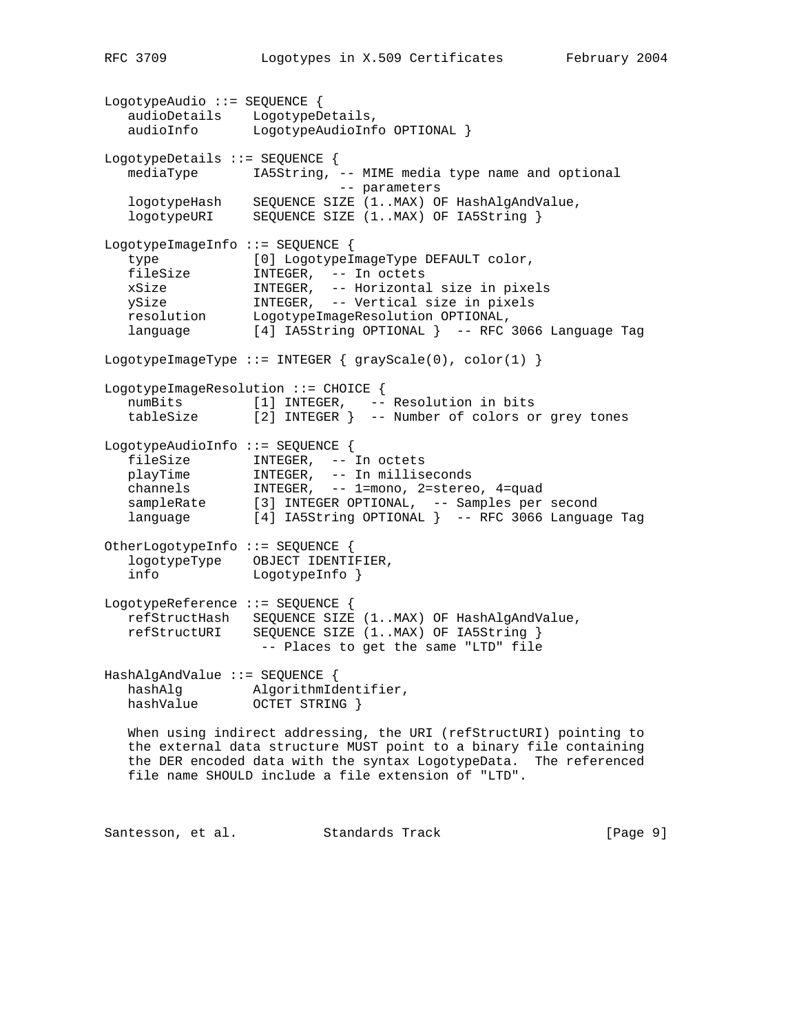```
LogotypeAudio ::= SEQUENCE {
   audioDetails    LogotypeDetails,
   audioInfo       LogotypeAudioInfo OPTIONAL }

LogotypeDetails ::= SEQUENCE {
   mediaType       IA5String, -- MIME media type name and optional
                              -- parameters
   logotypeHash    SEQUENCE SIZE (1..MAX) OF HashAlgAndValue,
   logotypeURI     SEQUENCE SIZE (1..MAX) OF IA5String }

LogotypeImageInfo ::= SEQUENCE {
   type            [0] LogotypeImageType DEFAULT color,
   fileSize        INTEGER,  -- In octets
   xSize           INTEGER,  -- Horizontal size in pixels
   ySize           INTEGER,  -- Vertical size in pixels
   resolution      LogotypeImageResolution OPTIONAL,
   language        [4] IA5String OPTIONAL }  -- RFC 3066 Language Tag

LogotypeImageType ::= INTEGER { grayScale(0), color(1) }

LogotypeImageResolution ::= CHOICE {
   numBits         [1] INTEGER,   -- Resolution in bits
   tableSize       [2] INTEGER }  -- Number of colors or grey tones

LogotypeAudioInfo ::= SEQUENCE {
   fileSize        INTEGER,  -- In octets
   playTime        INTEGER,  -- In milliseconds
   channels        INTEGER,  -- 1=mono, 2=stereo, 4=quad
   sampleRate      [3] INTEGER OPTIONAL,  -- Samples per second
   language        [4] IA5String OPTIONAL }  -- RFC 3066 Language Tag

OtherLogotypeInfo ::= SEQUENCE {
   logotypeType    OBJECT IDENTIFIER,
   info            LogotypeInfo }

LogotypeReference ::= SEQUENCE {
   refStructHash   SEQUENCE SIZE (1..MAX) OF HashAlgAndValue,
   refStructURI    SEQUENCE SIZE (1..MAX) OF IA5String }
                    -- Places to get the same "LTD" file

HashAlgAndValue ::= SEQUENCE {
   hashAlg         AlgorithmIdentifier,
   hashValue       OCTET STRING }
```

When using indirect addressing, the URI (refStructURI) pointing to the external data structure MUST point to a binary file containing the DER encoded data with the syntax LogotypeData. The referenced file name SHOULD include a file extension of "LTD".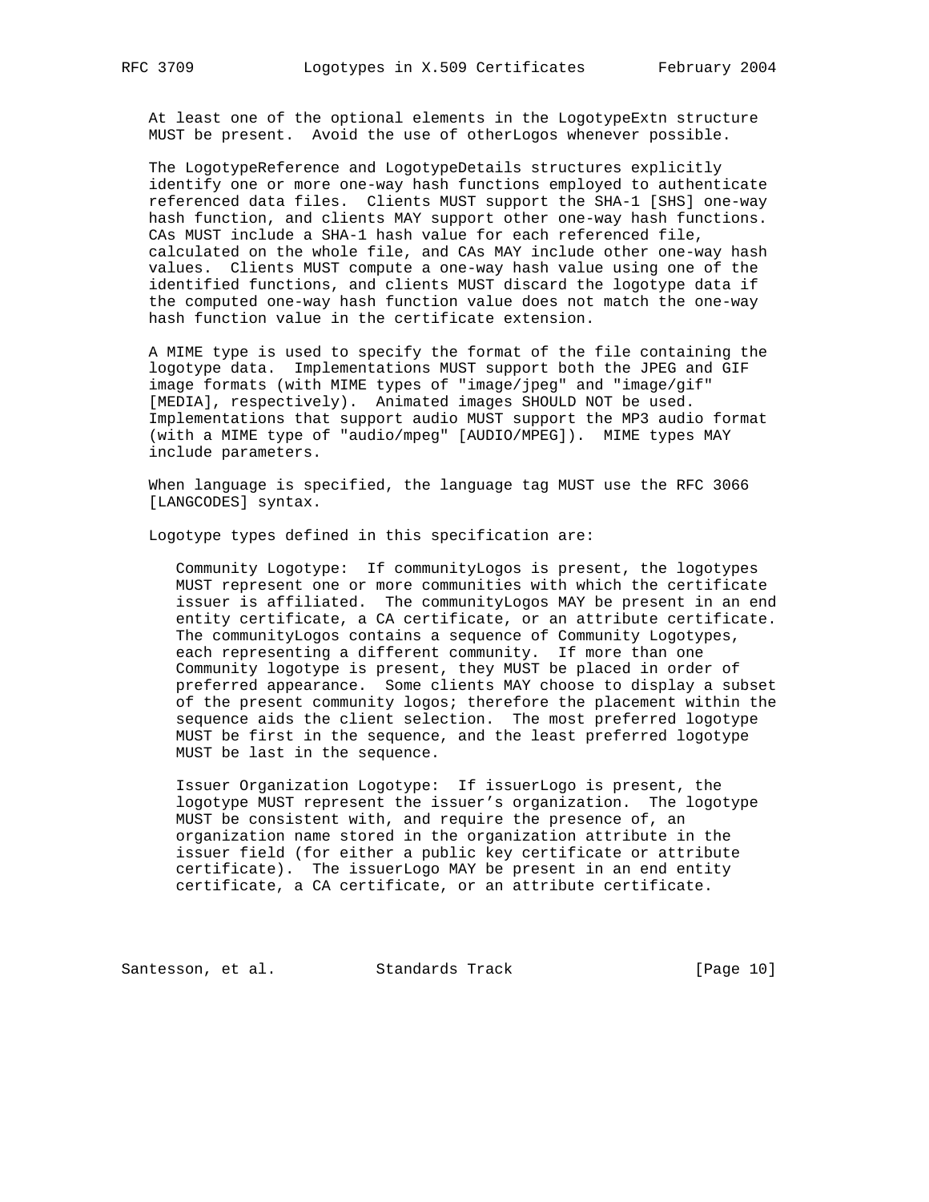At least one of the optional elements in the LogotypeExtn structure MUST be present. Avoid the use of otherLogos whenever possible.

The LogotypeReference and LogotypeDetails structures explicitly identify one or more one-way hash functions employed to authenticate referenced data files. Clients MUST support the SHA-1 [SHS] one-way hash function, and clients MAY support other one-way hash functions. CAs MUST include a SHA-1 hash value for each referenced file, calculated on the whole file, and CAs MAY include other one-way hash values. Clients MUST compute a one-way hash value using one of the identified functions, and clients MUST discard the logotype data if the computed one-way hash function value does not match the one-way hash function value in the certificate extension.

A MIME type is used to specify the format of the file containing the logotype data. Implementations MUST support both the JPEG and GIF image formats (with MIME types of "image/jpeg" and "image/gif" [MEDIA], respectively). Animated images SHOULD NOT be used. Implementations that support audio MUST support the MP3 audio format (with a MIME type of "audio/mpeg" [AUDIO/MPEG]). MIME types MAY include parameters.

When language is specified, the language tag MUST use the RFC 3066 [LANGCODES] syntax.

Logotype types defined in this specification are:

Community Logotype: If communityLogos is present, the logotypes MUST represent one or more communities with which the certificate issuer is affiliated. The communityLogos MAY be present in an end entity certificate, a CA certificate, or an attribute certificate. The communityLogos contains a sequence of Community Logotypes, each representing a different community. If more than one Community logotype is present, they MUST be placed in order of preferred appearance. Some clients MAY choose to display a subset of the present community logos; therefore the placement within the sequence aids the client selection. The most preferred logotype MUST be first in the sequence, and the least preferred logotype MUST be last in the sequence.

Issuer Organization Logotype: If issuerLogo is present, the logotype MUST represent the issuer's organization. The logotype MUST be consistent with, and require the presence of, an organization name stored in the organization attribute in the issuer field (for either a public key certificate or attribute certificate). The issuerLogo MAY be present in an end entity certificate, a CA certificate, or an attribute certificate.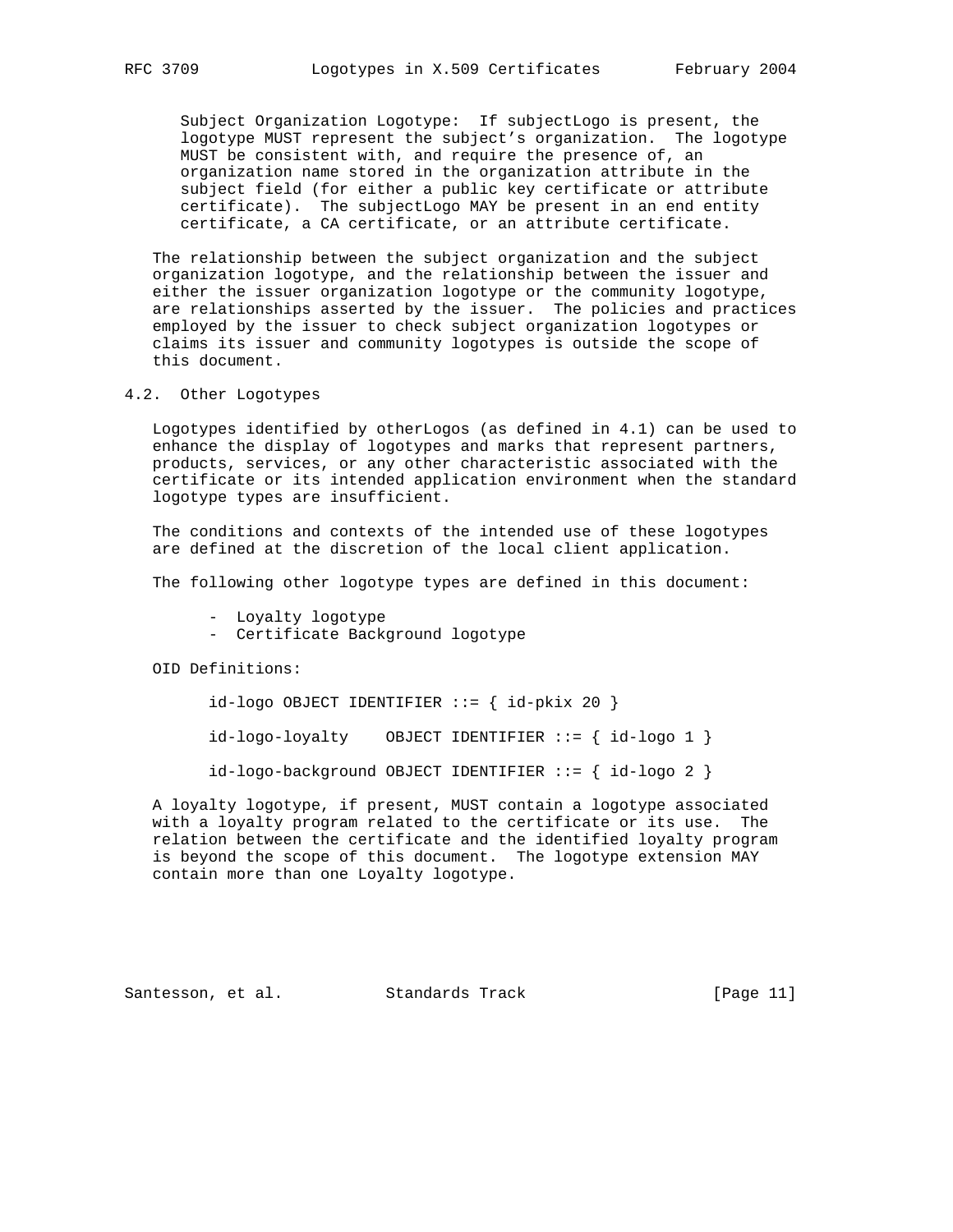Subject Organization Logotype: If subjectLogo is present, the logotype MUST represent the subject's organization. The logotype MUST be consistent with, and require the presence of, an organization name stored in the organization attribute in the subject field (for either a public key certificate or attribute certificate). The subjectLogo MAY be present in an end entity certificate, a CA certificate, or an attribute certificate.

The relationship between the subject organization and the subject organization logotype, and the relationship between the issuer and either the issuer organization logotype or the community logotype, are relationships asserted by the issuer. The policies and practices employed by the issuer to check subject organization logotypes or claims its issuer and community logotypes is outside the scope of this document.

## 4.2. Other Logotypes

Logotypes identified by otherLogos (as defined in 4.1) can be used to enhance the display of logotypes and marks that represent partners, products, services, or any other characteristic associated with the certificate or its intended application environment when the standard logotype types are insufficient.

The conditions and contexts of the intended use of these logotypes are defined at the discretion of the local client application.

The following other logotype types are defined in this document:

- Loyalty logotype
- Certificate Background logotype

OID Definitions:

```
id-logo OBJECT IDENTIFIER ::= { id-pkix 20 }

id-logo-loyalty    OBJECT IDENTIFIER ::= { id-logo 1 }

id-logo-background OBJECT IDENTIFIER ::= { id-logo 2 }
```

A loyalty logotype, if present, MUST contain a logotype associated with a loyalty program related to the certificate or its use. The relation between the certificate and the identified loyalty program is beyond the scope of this document. The logotype extension MAY contain more than one Loyalty logotype.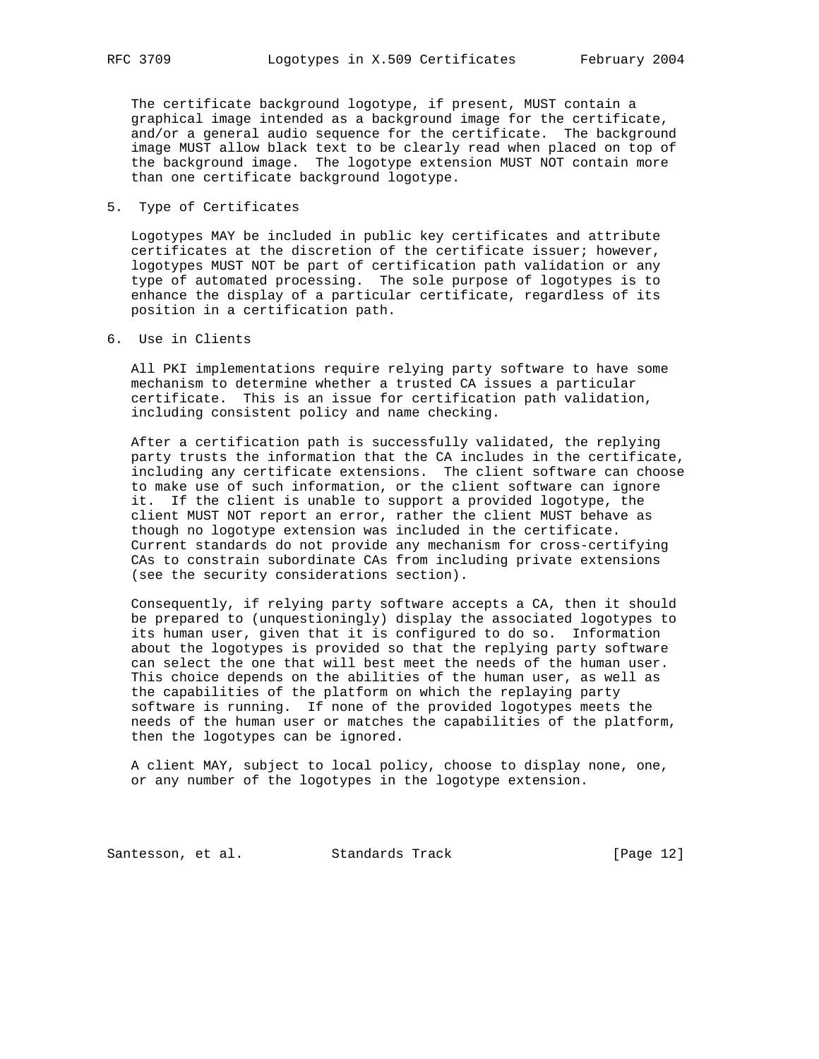The certificate background logotype, if present, MUST contain a graphical image intended as a background image for the certificate, and/or a general audio sequence for the certificate. The background image MUST allow black text to be clearly read when placed on top of the background image. The logotype extension MUST NOT contain more than one certificate background logotype.

## 5. Type of Certificates

Logotypes MAY be included in public key certificates and attribute certificates at the discretion of the certificate issuer; however, logotypes MUST NOT be part of certification path validation or any type of automated processing. The sole purpose of logotypes is to enhance the display of a particular certificate, regardless of its position in a certification path.

## 6. Use in Clients

All PKI implementations require relying party software to have some mechanism to determine whether a trusted CA issues a particular certificate. This is an issue for certification path validation, including consistent policy and name checking.

After a certification path is successfully validated, the replying party trusts the information that the CA includes in the certificate, including any certificate extensions. The client software can choose to make use of such information, or the client software can ignore it. If the client is unable to support a provided logotype, the client MUST NOT report an error, rather the client MUST behave as though no logotype extension was included in the certificate. Current standards do not provide any mechanism for cross-certifying CAs to constrain subordinate CAs from including private extensions (see the security considerations section).

Consequently, if relying party software accepts a CA, then it should be prepared to (unquestioningly) display the associated logotypes to its human user, given that it is configured to do so. Information about the logotypes is provided so that the replying party software can select the one that will best meet the needs of the human user. This choice depends on the abilities of the human user, as well as the capabilities of the platform on which the replaying party software is running. If none of the provided logotypes meets the needs of the human user or matches the capabilities of the platform, then the logotypes can be ignored.

A client MAY, subject to local policy, choose to display none, one, or any number of the logotypes in the logotype extension.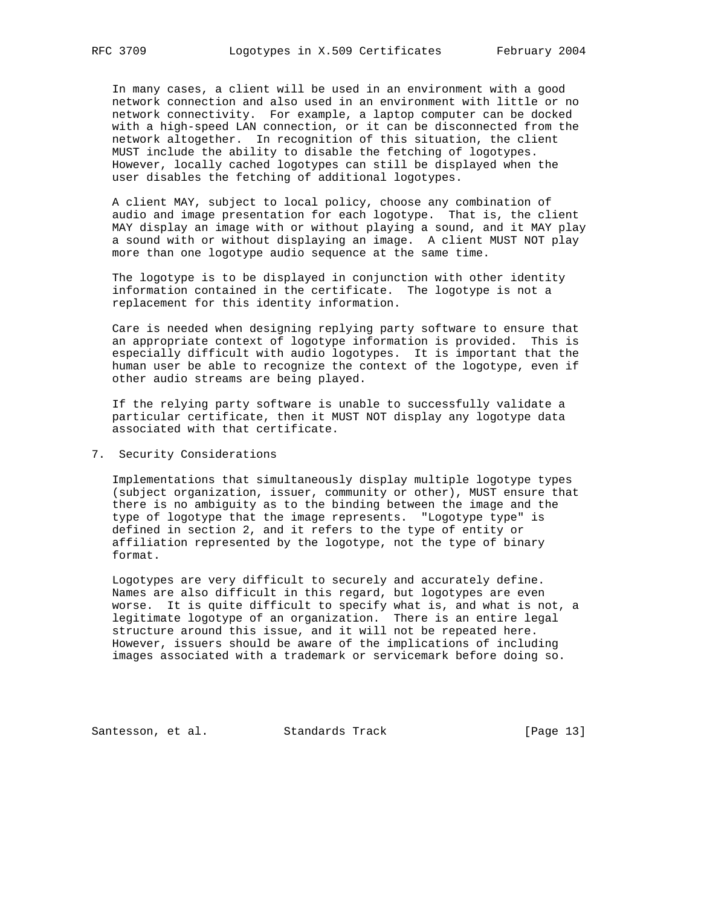In many cases, a client will be used in an environment with a good network connection and also used in an environment with little or no network connectivity. For example, a laptop computer can be docked with a high-speed LAN connection, or it can be disconnected from the network altogether. In recognition of this situation, the client MUST include the ability to disable the fetching of logotypes. However, locally cached logotypes can still be displayed when the user disables the fetching of additional logotypes.

A client MAY, subject to local policy, choose any combination of audio and image presentation for each logotype. That is, the client MAY display an image with or without playing a sound, and it MAY play a sound with or without displaying an image. A client MUST NOT play more than one logotype audio sequence at the same time.

The logotype is to be displayed in conjunction with other identity information contained in the certificate. The logotype is not a replacement for this identity information.

Care is needed when designing replying party software to ensure that an appropriate context of logotype information is provided. This is especially difficult with audio logotypes. It is important that the human user be able to recognize the context of the logotype, even if other audio streams are being played.

If the relying party software is unable to successfully validate a particular certificate, then it MUST NOT display any logotype data associated with that certificate.

## 7. Security Considerations

Implementations that simultaneously display multiple logotype types (subject organization, issuer, community or other), MUST ensure that there is no ambiguity as to the binding between the image and the type of logotype that the image represents. "Logotype type" is defined in section 2, and it refers to the type of entity or affiliation represented by the logotype, not the type of binary format.

Logotypes are very difficult to securely and accurately define. Names are also difficult in this regard, but logotypes are even worse. It is quite difficult to specify what is, and what is not, a legitimate logotype of an organization. There is an entire legal structure around this issue, and it will not be repeated here. However, issuers should be aware of the implications of including images associated with a trademark or servicemark before doing so.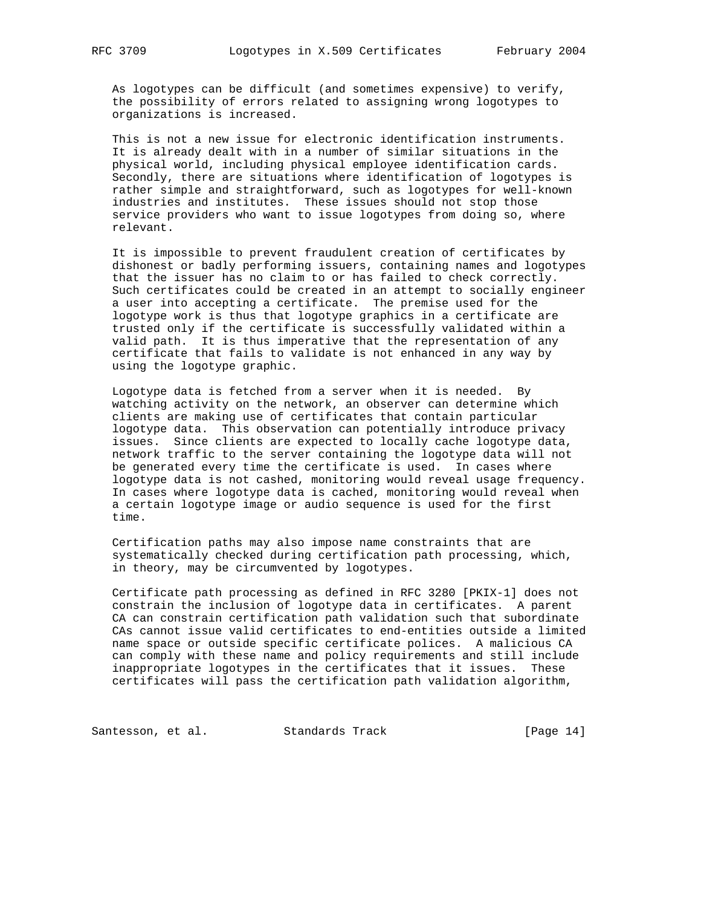As logotypes can be difficult (and sometimes expensive) to verify, the possibility of errors related to assigning wrong logotypes to organizations is increased.

This is not a new issue for electronic identification instruments. It is already dealt with in a number of similar situations in the physical world, including physical employee identification cards. Secondly, there are situations where identification of logotypes is rather simple and straightforward, such as logotypes for well-known industries and institutes. These issues should not stop those service providers who want to issue logotypes from doing so, where relevant.

It is impossible to prevent fraudulent creation of certificates by dishonest or badly performing issuers, containing names and logotypes that the issuer has no claim to or has failed to check correctly. Such certificates could be created in an attempt to socially engineer a user into accepting a certificate. The premise used for the logotype work is thus that logotype graphics in a certificate are trusted only if the certificate is successfully validated within a valid path. It is thus imperative that the representation of any certificate that fails to validate is not enhanced in any way by using the logotype graphic.

Logotype data is fetched from a server when it is needed. By watching activity on the network, an observer can determine which clients are making use of certificates that contain particular logotype data. This observation can potentially introduce privacy issues. Since clients are expected to locally cache logotype data, network traffic to the server containing the logotype data will not be generated every time the certificate is used. In cases where logotype data is not cashed, monitoring would reveal usage frequency. In cases where logotype data is cached, monitoring would reveal when a certain logotype image or audio sequence is used for the first time.

Certification paths may also impose name constraints that are systematically checked during certification path processing, which, in theory, may be circumvented by logotypes.

Certificate path processing as defined in RFC 3280 [PKIX-1] does not constrain the inclusion of logotype data in certificates. A parent CA can constrain certification path validation such that subordinate CAs cannot issue valid certificates to end-entities outside a limited name space or outside specific certificate polices. A malicious CA can comply with these name and policy requirements and still include inappropriate logotypes in the certificates that it issues. These certificates will pass the certification path validation algorithm,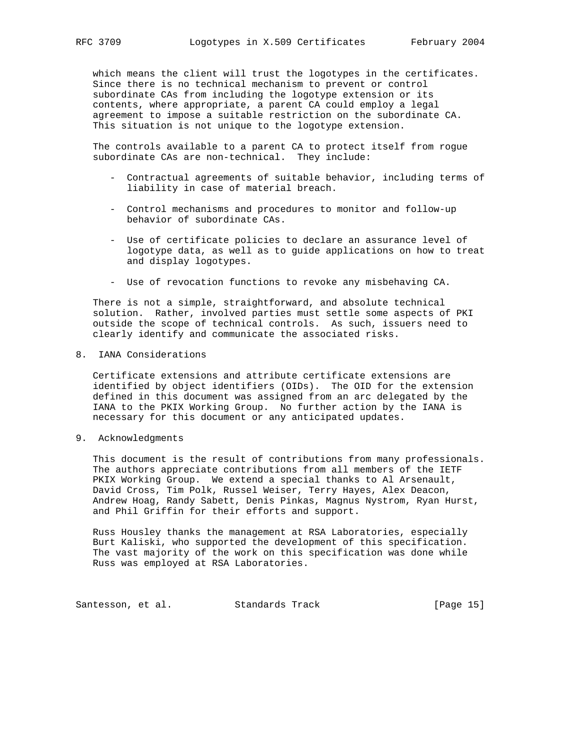which means the client will trust the logotypes in the certificates. Since there is no technical mechanism to prevent or control subordinate CAs from including the logotype extension or its contents, where appropriate, a parent CA could employ a legal agreement to impose a suitable restriction on the subordinate CA. This situation is not unique to the logotype extension.

The controls available to a parent CA to protect itself from rogue subordinate CAs are non-technical. They include:

- Contractual agreements of suitable behavior, including terms of liability in case of material breach.

- Control mechanisms and procedures to monitor and follow-up behavior of subordinate CAs.

- Use of certificate policies to declare an assurance level of logotype data, as well as to guide applications on how to treat and display logotypes.

- Use of revocation functions to revoke any misbehaving CA.

There is not a simple, straightforward, and absolute technical solution. Rather, involved parties must settle some aspects of PKI outside the scope of technical controls. As such, issuers need to clearly identify and communicate the associated risks.

## 8. IANA Considerations

Certificate extensions and attribute certificate extensions are identified by object identifiers (OIDs). The OID for the extension defined in this document was assigned from an arc delegated by the IANA to the PKIX Working Group. No further action by the IANA is necessary for this document or any anticipated updates.

## 9. Acknowledgments

This document is the result of contributions from many professionals. The authors appreciate contributions from all members of the IETF PKIX Working Group. We extend a special thanks to Al Arsenault, David Cross, Tim Polk, Russel Weiser, Terry Hayes, Alex Deacon, Andrew Hoag, Randy Sabett, Denis Pinkas, Magnus Nystrom, Ryan Hurst, and Phil Griffin for their efforts and support.

Russ Housley thanks the management at RSA Laboratories, especially Burt Kaliski, who supported the development of this specification. The vast majority of the work on this specification was done while Russ was employed at RSA Laboratories.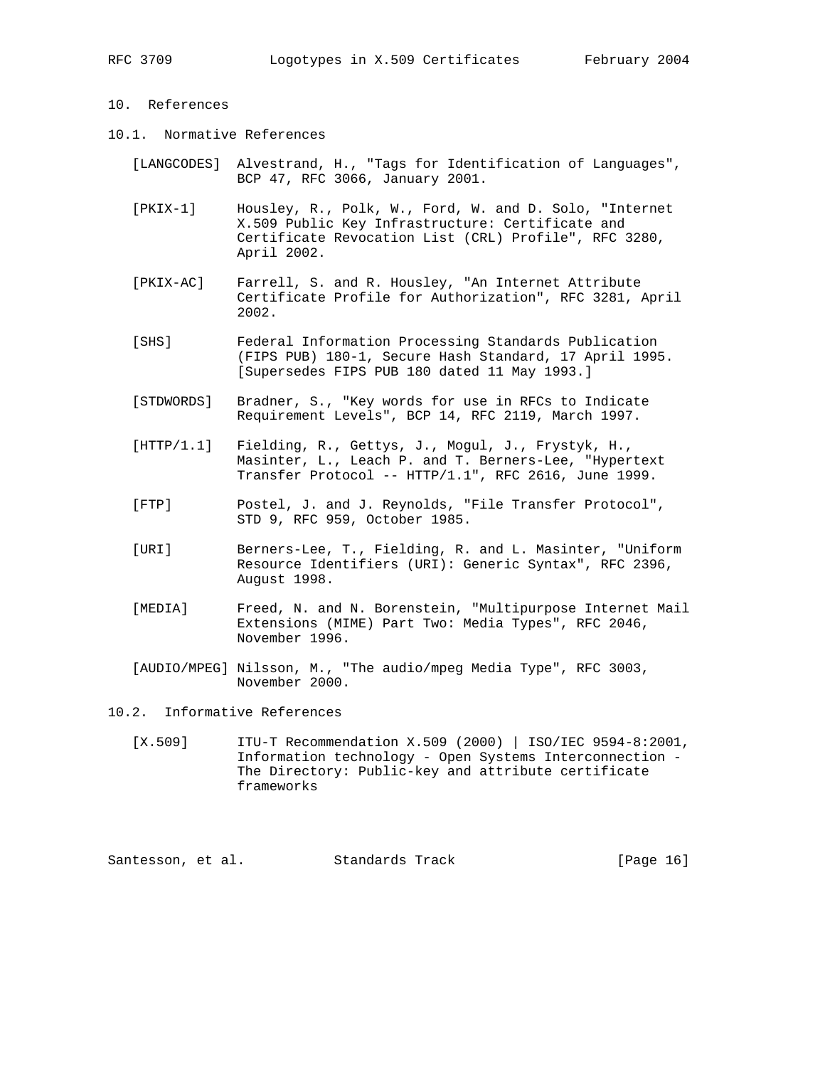## 10. References

### 10.1. Normative References

[LANGCODES] Alvestrand, H., "Tags for Identification of Languages", BCP 47, RFC 3066, January 2001.

[PKIX-1] Housley, R., Polk, W., Ford, W. and D. Solo, "Internet X.509 Public Key Infrastructure: Certificate and Certificate Revocation List (CRL) Profile", RFC 3280, April 2002.

[PKIX-AC] Farrell, S. and R. Housley, "An Internet Attribute Certificate Profile for Authorization", RFC 3281, April 2002.

[SHS] Federal Information Processing Standards Publication (FIPS PUB) 180-1, Secure Hash Standard, 17 April 1995. [Supersedes FIPS PUB 180 dated 11 May 1993.]

[STDWORDS] Bradner, S., "Key words for use in RFCs to Indicate Requirement Levels", BCP 14, RFC 2119, March 1997.

[HTTP/1.1] Fielding, R., Gettys, J., Mogul, J., Frystyk, H., Masinter, L., Leach P. and T. Berners-Lee, "Hypertext Transfer Protocol -- HTTP/1.1", RFC 2616, June 1999.

[FTP] Postel, J. and J. Reynolds, "File Transfer Protocol", STD 9, RFC 959, October 1985.

[URI] Berners-Lee, T., Fielding, R. and L. Masinter, "Uniform Resource Identifiers (URI): Generic Syntax", RFC 2396, August 1998.

[MEDIA] Freed, N. and N. Borenstein, "Multipurpose Internet Mail Extensions (MIME) Part Two: Media Types", RFC 2046, November 1996.

[AUDIO/MPEG] Nilsson, M., "The audio/mpeg Media Type", RFC 3003, November 2000.

### 10.2. Informative References

[X.509] ITU-T Recommendation X.509 (2000) | ISO/IEC 9594-8:2001, Information technology - Open Systems Interconnection - The Directory: Public-key and attribute certificate frameworks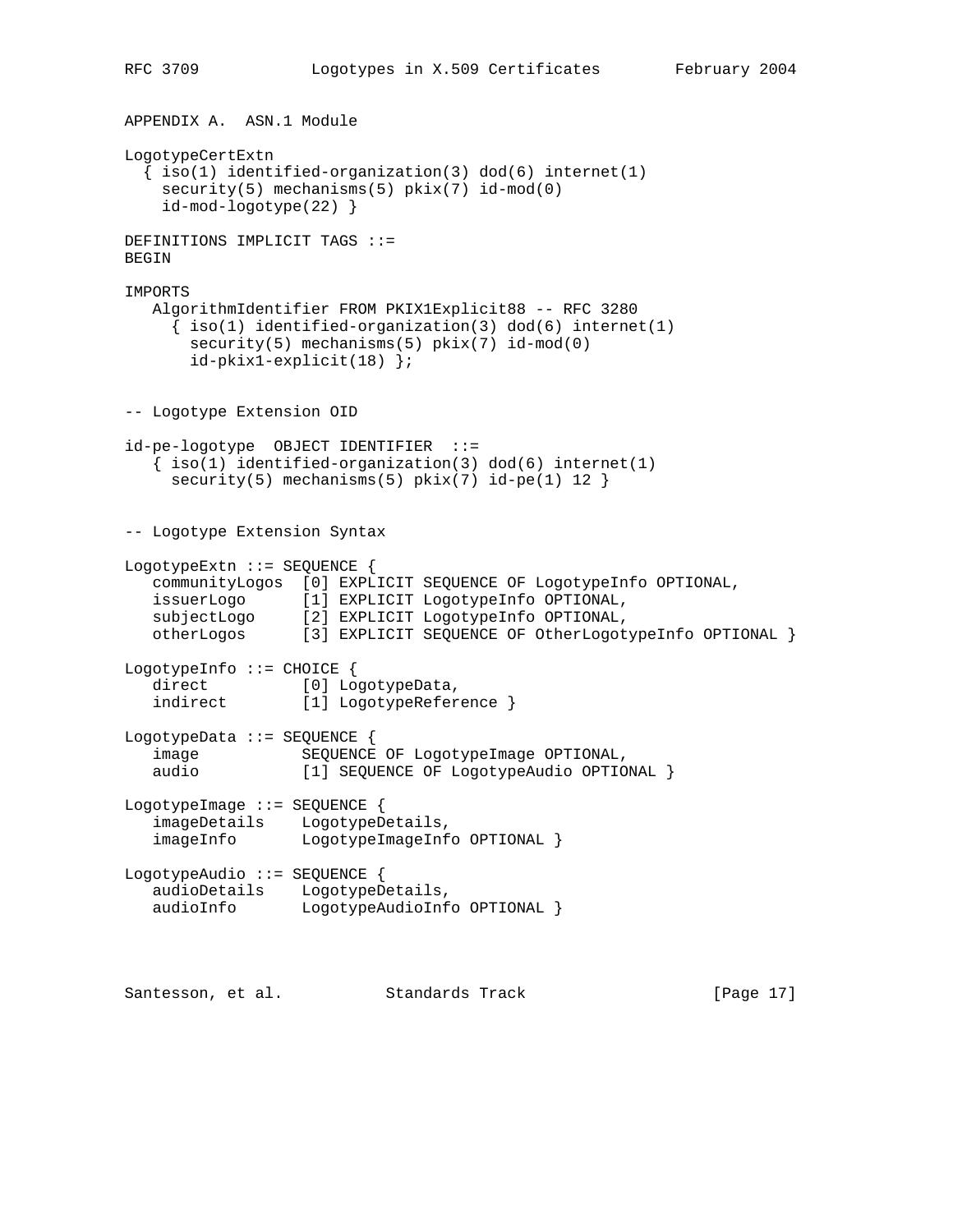## APPENDIX A. ASN.1 Module

```
LogotypeCertExtn
  { iso(1) identified-organization(3) dod(6) internet(1)
    security(5) mechanisms(5) pkix(7) id-mod(0)
    id-mod-logotype(22) }

DEFINITIONS IMPLICIT TAGS ::=
BEGIN

IMPORTS
   AlgorithmIdentifier FROM PKIX1Explicit88 -- RFC 3280
     { iso(1) identified-organization(3) dod(6) internet(1)
       security(5) mechanisms(5) pkix(7) id-mod(0)
       id-pkix1-explicit(18) };


-- Logotype Extension OID

id-pe-logotype  OBJECT IDENTIFIER  ::=
   { iso(1) identified-organization(3) dod(6) internet(1)
     security(5) mechanisms(5) pkix(7) id-pe(1) 12 }


-- Logotype Extension Syntax

LogotypeExtn ::= SEQUENCE {
   communityLogos  [0] EXPLICIT SEQUENCE OF LogotypeInfo OPTIONAL,
   issuerLogo      [1] EXPLICIT LogotypeInfo OPTIONAL,
   subjectLogo     [2] EXPLICIT LogotypeInfo OPTIONAL,
   otherLogos      [3] EXPLICIT SEQUENCE OF OtherLogotypeInfo OPTIONAL }

LogotypeInfo ::= CHOICE {
   direct          [0] LogotypeData,
   indirect        [1] LogotypeReference }

LogotypeData ::= SEQUENCE {
   image           SEQUENCE OF LogotypeImage OPTIONAL,
   audio           [1] SEQUENCE OF LogotypeAudio OPTIONAL }

LogotypeImage ::= SEQUENCE {
   imageDetails    LogotypeDetails,
   imageInfo       LogotypeImageInfo OPTIONAL }

LogotypeAudio ::= SEQUENCE {
   audioDetails    LogotypeDetails,
   audioInfo       LogotypeAudioInfo OPTIONAL }
```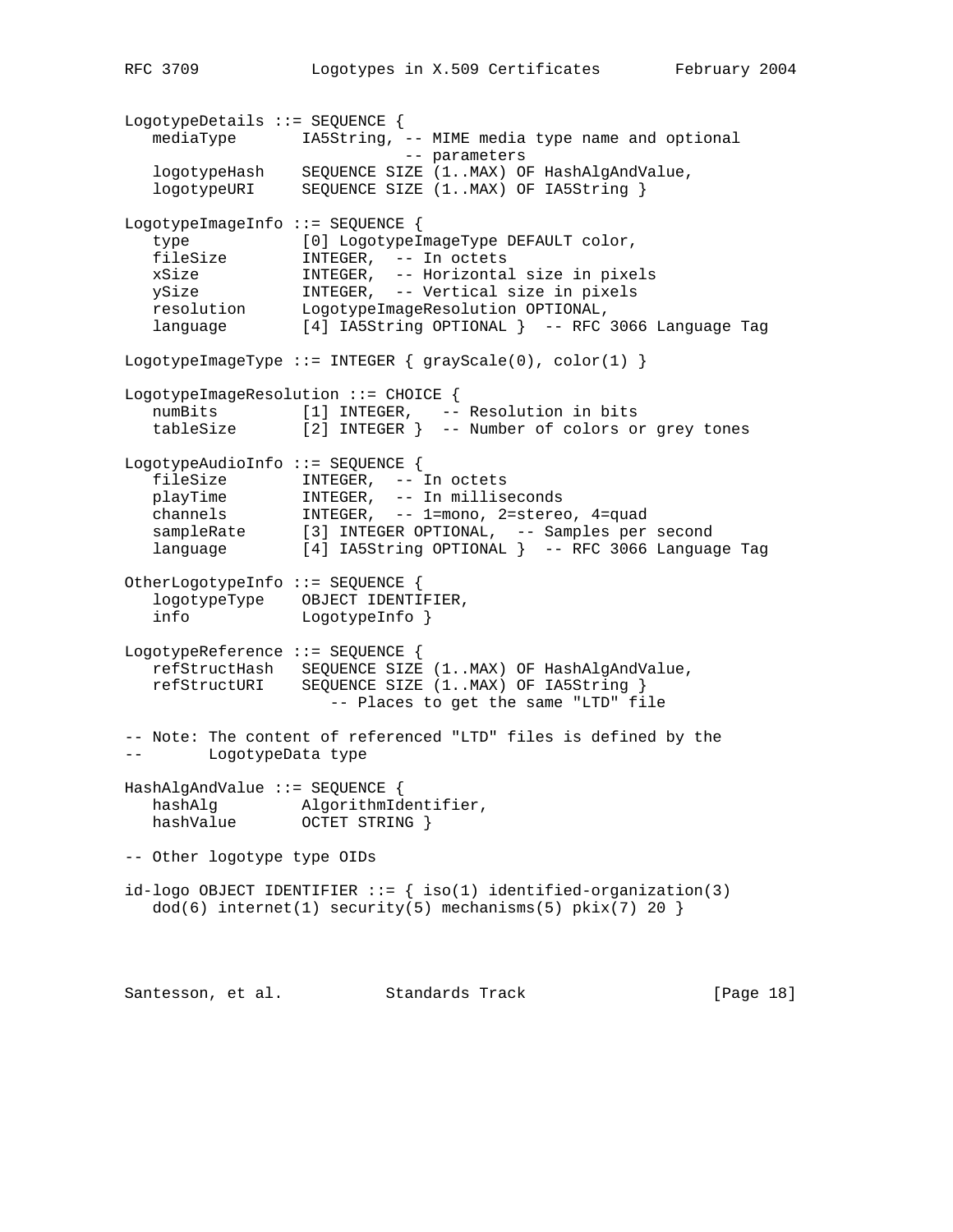```
LogotypeDetails ::= SEQUENCE {
   mediaType       IA5String, -- MIME media type name and optional
                              -- parameters
   logotypeHash    SEQUENCE SIZE (1..MAX) OF HashAlgAndValue,
   logotypeURI     SEQUENCE SIZE (1..MAX) OF IA5String }

LogotypeImageInfo ::= SEQUENCE {
   type            [0] LogotypeImageType DEFAULT color,
   fileSize        INTEGER,  -- In octets
   xSize           INTEGER,  -- Horizontal size in pixels
   ySize           INTEGER,  -- Vertical size in pixels
   resolution      LogotypeImageResolution OPTIONAL,
   language        [4] IA5String OPTIONAL }  -- RFC 3066 Language Tag

LogotypeImageType ::= INTEGER { grayScale(0), color(1) }

LogotypeImageResolution ::= CHOICE {
   numBits         [1] INTEGER,   -- Resolution in bits
   tableSize       [2] INTEGER }  -- Number of colors or grey tones

LogotypeAudioInfo ::= SEQUENCE {
   fileSize        INTEGER,  -- In octets
   playTime        INTEGER,  -- In milliseconds
   channels        INTEGER,  -- 1=mono, 2=stereo, 4=quad
   sampleRate      [3] INTEGER OPTIONAL,  -- Samples per second
   language        [4] IA5String OPTIONAL }  -- RFC 3066 Language Tag

OtherLogotypeInfo ::= SEQUENCE {
   logotypeType    OBJECT IDENTIFIER,
   info            LogotypeInfo }

LogotypeReference ::= SEQUENCE {
   refStructHash   SEQUENCE SIZE (1..MAX) OF HashAlgAndValue,
   refStructURI    SEQUENCE SIZE (1..MAX) OF IA5String }
                      -- Places to get the same "LTD" file

-- Note: The content of referenced "LTD" files is defined by the
--       LogotypeData type

HashAlgAndValue ::= SEQUENCE {
   hashAlg         AlgorithmIdentifier,
   hashValue       OCTET STRING }

-- Other logotype type OIDs

id-logo OBJECT IDENTIFIER ::= { iso(1) identified-organization(3)
   dod(6) internet(1) security(5) mechanisms(5) pkix(7) 20 }
```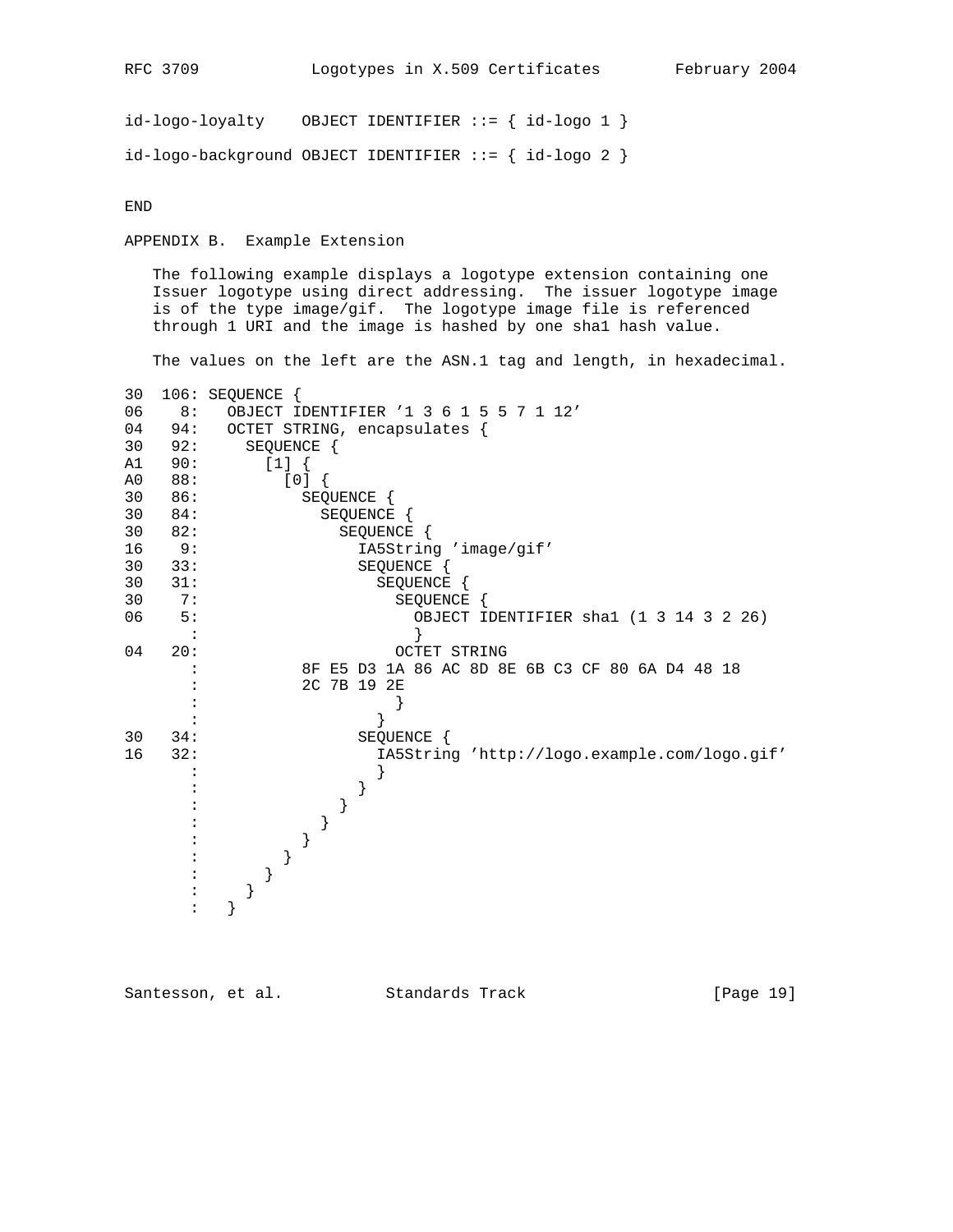```
id-logo-loyalty    OBJECT IDENTIFIER ::= { id-logo 1 }

id-logo-background OBJECT IDENTIFIER ::= { id-logo 2 }
```

END

## APPENDIX B. Example Extension

The following example displays a logotype extension containing one Issuer logotype using direct addressing. The issuer logotype image is of the type image/gif. The logotype image file is referenced through 1 URI and the image is hashed by one sha1 hash value.

The values on the left are the ASN.1 tag and length, in hexadecimal.

```
30  106: SEQUENCE {
06    8:   OBJECT IDENTIFIER '1 3 6 1 5 5 7 1 12'
04   94:   OCTET STRING, encapsulates {
30   92:     SEQUENCE {
A1   90:       [1] {
A0   88:         [0] {
30   86:           SEQUENCE {
30   84:             SEQUENCE {
30   82:               SEQUENCE {
16    9:                 IA5String 'image/gif'
30   33:                 SEQUENCE {
30   31:                   SEQUENCE {
30    7:                     SEQUENCE {
06    5:                       OBJECT IDENTIFIER sha1 (1 3 14 3 2 26)
       :                       }
04   20:                     OCTET STRING
       :           8F E5 D3 1A 86 AC 8D 8E 6B C3 CF 80 6A D4 48 18
       :           2C 7B 19 2E
       :                     }
       :                   }
30   34:                 SEQUENCE {
16   32:                   IA5String 'http://logo.example.com/logo.gif'
       :                   }
       :                 }
       :               }
       :             }
       :           }
       :         }
       :       }
       :     }
       :   }
```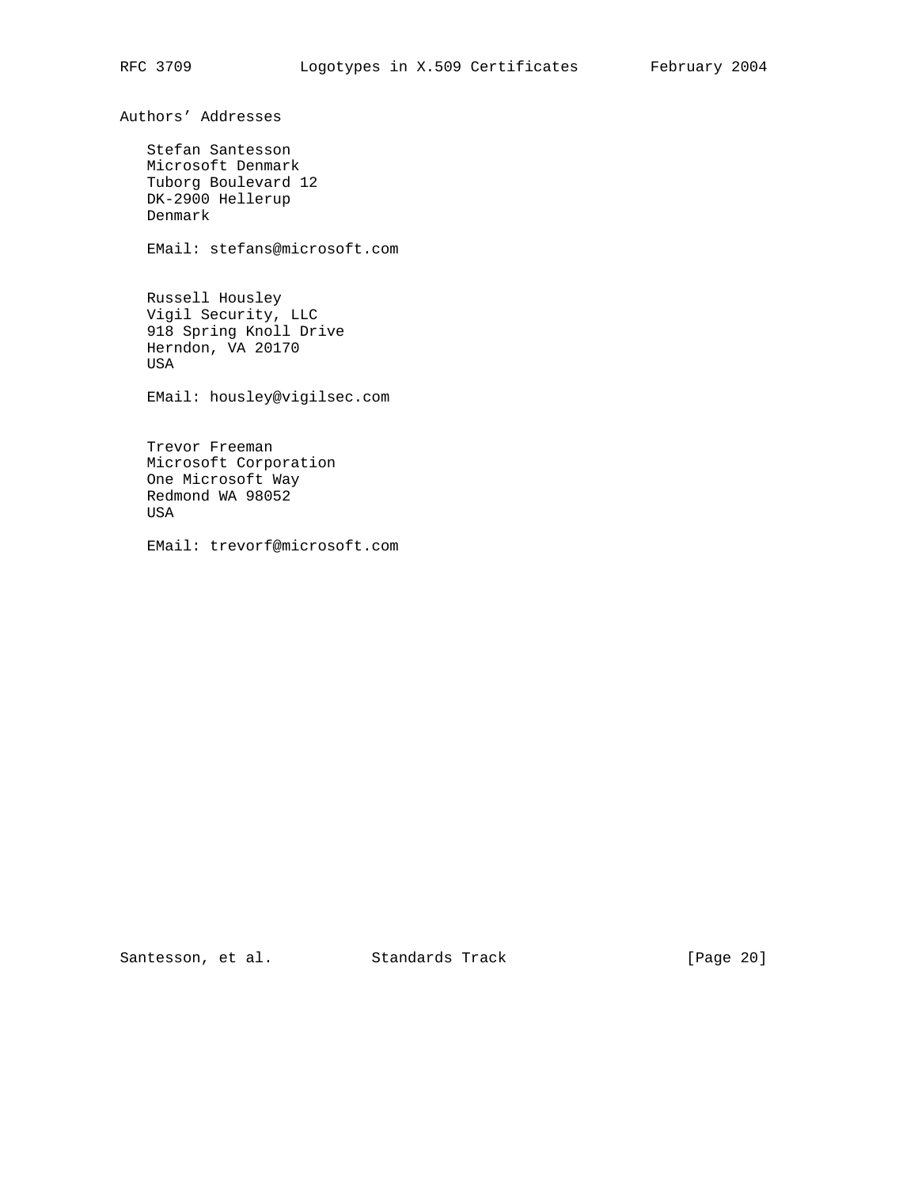## Authors' Addresses

Stefan Santesson
Microsoft Denmark
Tuborg Boulevard 12
DK-2900 Hellerup
Denmark

EMail: stefans@microsoft.com

Russell Housley
Vigil Security, LLC
918 Spring Knoll Drive
Herndon, VA 20170
USA

EMail: housley@vigilsec.com

Trevor Freeman
Microsoft Corporation
One Microsoft Way
Redmond WA 98052
USA

EMail: trevorf@microsoft.com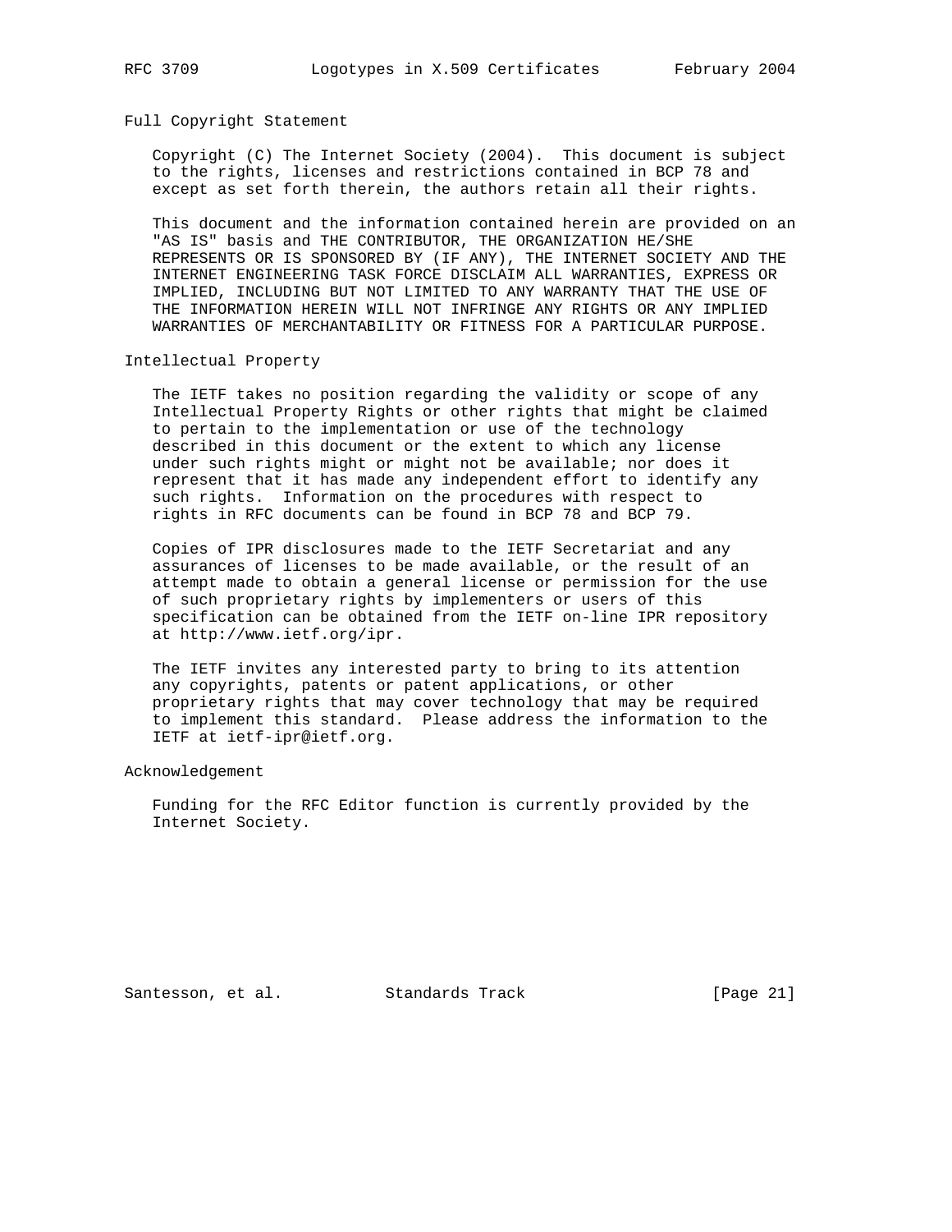## Full Copyright Statement

Copyright (C) The Internet Society (2004). This document is subject to the rights, licenses and restrictions contained in BCP 78 and except as set forth therein, the authors retain all their rights.

This document and the information contained herein are provided on an "AS IS" basis and THE CONTRIBUTOR, THE ORGANIZATION HE/SHE REPRESENTS OR IS SPONSORED BY (IF ANY), THE INTERNET SOCIETY AND THE INTERNET ENGINEERING TASK FORCE DISCLAIM ALL WARRANTIES, EXPRESS OR IMPLIED, INCLUDING BUT NOT LIMITED TO ANY WARRANTY THAT THE USE OF THE INFORMATION HEREIN WILL NOT INFRINGE ANY RIGHTS OR ANY IMPLIED WARRANTIES OF MERCHANTABILITY OR FITNESS FOR A PARTICULAR PURPOSE.

## Intellectual Property

The IETF takes no position regarding the validity or scope of any Intellectual Property Rights or other rights that might be claimed to pertain to the implementation or use of the technology described in this document or the extent to which any license under such rights might or might not be available; nor does it represent that it has made any independent effort to identify any such rights. Information on the procedures with respect to rights in RFC documents can be found in BCP 78 and BCP 79.

Copies of IPR disclosures made to the IETF Secretariat and any assurances of licenses to be made available, or the result of an attempt made to obtain a general license or permission for the use of such proprietary rights by implementers or users of this specification can be obtained from the IETF on-line IPR repository at http://www.ietf.org/ipr.

The IETF invites any interested party to bring to its attention any copyrights, patents or patent applications, or other proprietary rights that may cover technology that may be required to implement this standard. Please address the information to the IETF at ietf-ipr@ietf.org.

## Acknowledgement

Funding for the RFC Editor function is currently provided by the Internet Society.